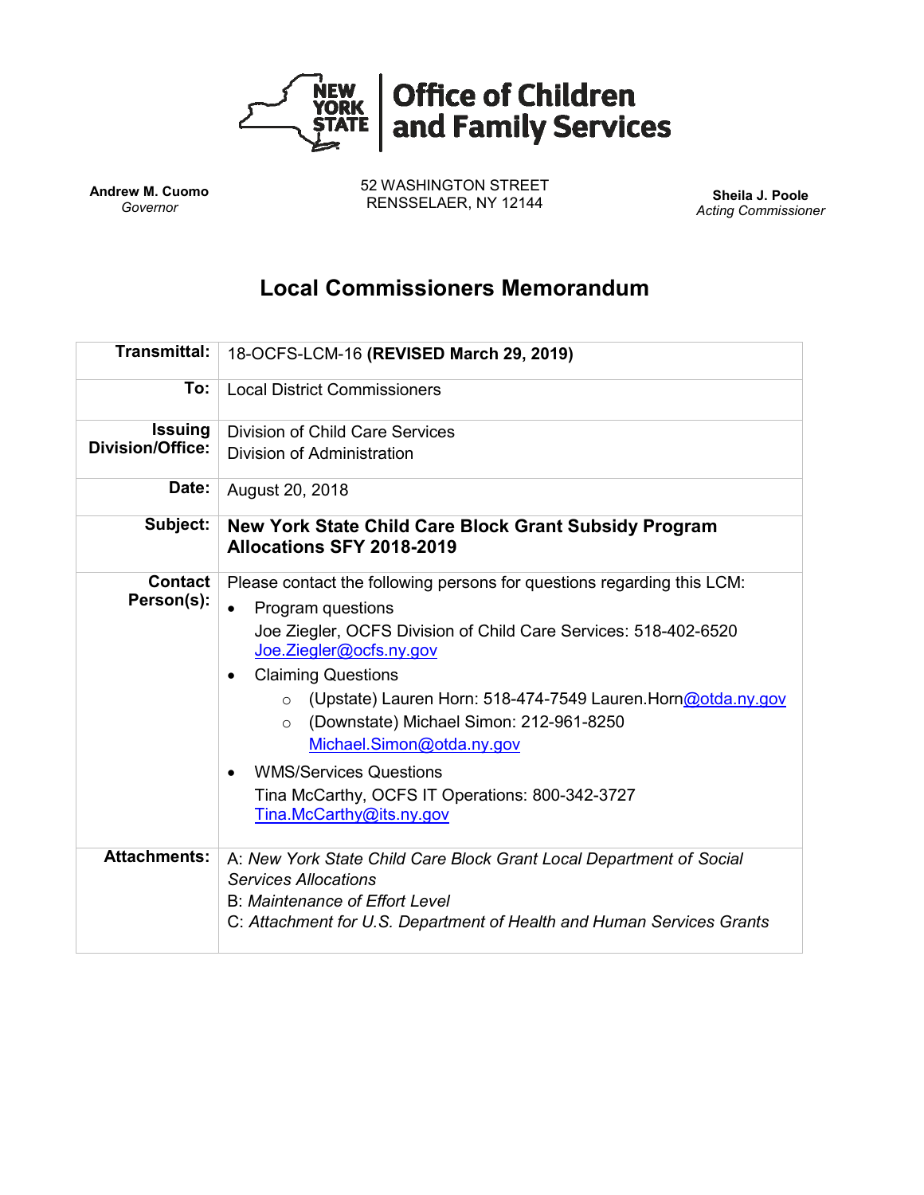**Office of Children and Family Services**

**Andrew M. Cuomo**
*Governor*

52 WASHINGTON STREET
RENSSELAER, NY 12144

**Sheila J. Poole**
*Acting Commissioner*

# Local Commissioners Memorandum

| | |
|---|---|
| **Transmittal:** | 18-OCFS-LCM-16 **(REVISED March 29, 2019)** |
| **To:** | Local District Commissioners |
| **Issuing Division/Office:** | Division of Child Care Services<br>Division of Administration |
| **Date:** | August 20, 2018 |
| **Subject:** | **New York State Child Care Block Grant Subsidy Program Allocations SFY 2018-2019** |
| **Contact Person(s):** | Please contact the following persons for questions regarding this LCM:<br>• Program questions<br>Joe Ziegler, OCFS Division of Child Care Services: 518-402-6520 Joe.Ziegler@ocfs.ny.gov<br>• Claiming Questions<br>○ (Upstate) Lauren Horn: 518-474-7549 Lauren.Horn@otda.ny.gov<br>○ (Downstate) Michael Simon: 212-961-8250 Michael.Simon@otda.ny.gov<br>• WMS/Services Questions<br>Tina McCarthy, OCFS IT Operations: 800-342-3727 Tina.McCarthy@its.ny.gov |
| **Attachments:** | A: *New York State Child Care Block Grant Local Department of Social Services Allocations*<br>B: *Maintenance of Effort Level*<br>C: *Attachment for U.S. Department of Health and Human Services Grants* |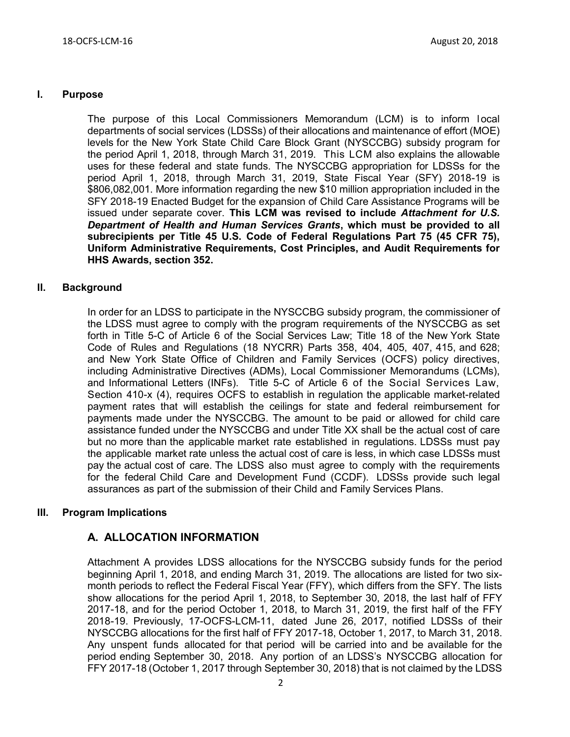## I. Purpose

The purpose of this Local Commissioners Memorandum (LCM) is to inform local departments of social services (LDSSs) of their allocations and maintenance of effort (MOE) levels for the New York State Child Care Block Grant (NYSCCBG) subsidy program for the period April 1, 2018, through March 31, 2019. This LCM also explains the allowable uses for these federal and state funds. The NYSCCBG appropriation for LDSSs for the period April 1, 2018, through March 31, 2019, State Fiscal Year (SFY) 2018-19 is $806,082,001. More information regarding the new $10 million appropriation included in the SFY 2018-19 Enacted Budget for the expansion of Child Care Assistance Programs will be issued under separate cover. **This LCM was revised to include *Attachment for U.S. Department of Health and Human Services Grants*, which must be provided to all subrecipients per Title 45 U.S. Code of Federal Regulations Part 75 (45 CFR 75), Uniform Administrative Requirements, Cost Principles, and Audit Requirements for HHS Awards, section 352.**

## II. Background

In order for an LDSS to participate in the NYSCCBG subsidy program, the commissioner of the LDSS must agree to comply with the program requirements of the NYSCCBG as set forth in Title 5-C of Article 6 of the Social Services Law; Title 18 of the New York State Code of Rules and Regulations (18 NYCRR) Parts 358, 404, 405, 407, 415, and 628; and New York State Office of Children and Family Services (OCFS) policy directives, including Administrative Directives (ADMs), Local Commissioner Memorandums (LCMs), and Informational Letters (INFs). Title 5-C of Article 6 of the Social Services Law, Section 410-x (4), requires OCFS to establish in regulation the applicable market-related payment rates that will establish the ceilings for state and federal reimbursement for payments made under the NYSCCBG. The amount to be paid or allowed for child care assistance funded under the NYSCCBG and under Title XX shall be the actual cost of care but no more than the applicable market rate established in regulations. LDSSs must pay the applicable market rate unless the actual cost of care is less, in which case LDSSs must pay the actual cost of care. The LDSS also must agree to comply with the requirements for the federal Child Care and Development Fund (CCDF). LDSSs provide such legal assurances as part of the submission of their Child and Family Services Plans.

## III. Program Implications

### A. ALLOCATION INFORMATION

Attachment A provides LDSS allocations for the NYSCCBG subsidy funds for the period beginning April 1, 2018, and ending March 31, 2019. The allocations are listed for two six-month periods to reflect the Federal Fiscal Year (FFY), which differs from the SFY. The lists show allocations for the period April 1, 2018, to September 30, 2018, the last half of FFY 2017-18, and for the period October 1, 2018, to March 31, 2019, the first half of the FFY 2018-19. Previously, 17-OCFS-LCM-11, dated June 26, 2017, notified LDSSs of their NYSCCBG allocations for the first half of FFY 2017-18, October 1, 2017, to March 31, 2018. Any unspent funds allocated for that period will be carried into and be available for the period ending September 30, 2018. Any portion of an LDSS's NYSCCBG allocation for FFY 2017-18 (October 1, 2017 through September 30, 2018) that is not claimed by the LDSS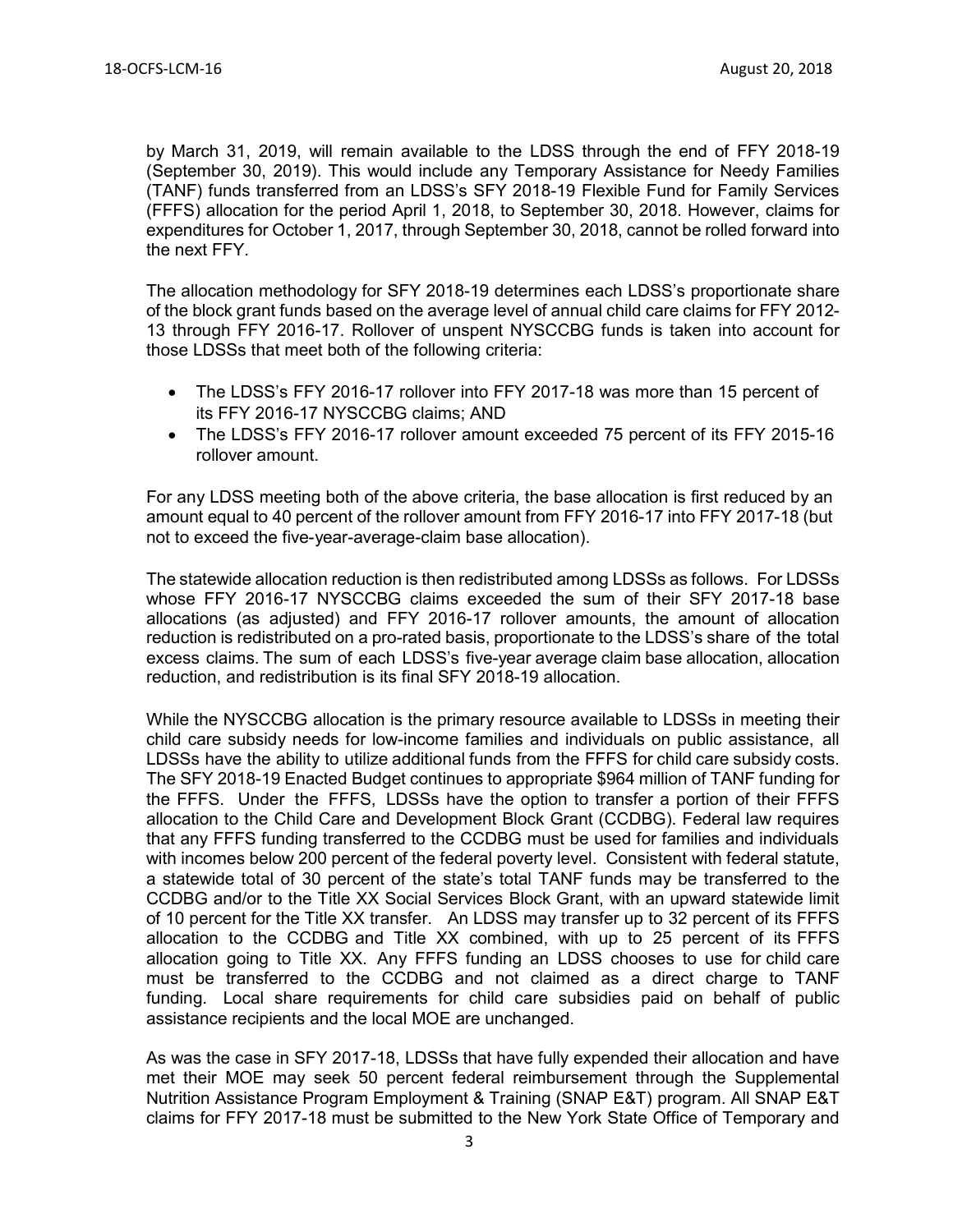by March 31, 2019, will remain available to the LDSS through the end of FFY 2018-19 (September 30, 2019). This would include any Temporary Assistance for Needy Families (TANF) funds transferred from an LDSS's SFY 2018-19 Flexible Fund for Family Services (FFFS) allocation for the period April 1, 2018, to September 30, 2018. However, claims for expenditures for October 1, 2017, through September 30, 2018, cannot be rolled forward into the next FFY.

The allocation methodology for SFY 2018-19 determines each LDSS's proportionate share of the block grant funds based on the average level of annual child care claims for FFY 2012-13 through FFY 2016-17. Rollover of unspent NYSCCBG funds is taken into account for those LDSSs that meet both of the following criteria:

- The LDSS's FFY 2016-17 rollover into FFY 2017-18 was more than 15 percent of its FFY 2016-17 NYSCCBG claims; AND
- The LDSS's FFY 2016-17 rollover amount exceeded 75 percent of its FFY 2015-16 rollover amount.

For any LDSS meeting both of the above criteria, the base allocation is first reduced by an amount equal to 40 percent of the rollover amount from FFY 2016-17 into FFY 2017-18 (but not to exceed the five-year-average-claim base allocation).

The statewide allocation reduction is then redistributed among LDSSs as follows. For LDSSs whose FFY 2016-17 NYSCCBG claims exceeded the sum of their SFY 2017-18 base allocations (as adjusted) and FFY 2016-17 rollover amounts, the amount of allocation reduction is redistributed on a pro-rated basis, proportionate to the LDSS's share of the total excess claims. The sum of each LDSS's five-year average claim base allocation, allocation reduction, and redistribution is its final SFY 2018-19 allocation.

While the NYSCCBG allocation is the primary resource available to LDSSs in meeting their child care subsidy needs for low-income families and individuals on public assistance, all LDSSs have the ability to utilize additional funds from the FFFS for child care subsidy costs. The SFY 2018-19 Enacted Budget continues to appropriate $964 million of TANF funding for the FFFS. Under the FFFS, LDSSs have the option to transfer a portion of their FFFS allocation to the Child Care and Development Block Grant (CCDBG). Federal law requires that any FFFS funding transferred to the CCDBG must be used for families and individuals with incomes below 200 percent of the federal poverty level. Consistent with federal statute, a statewide total of 30 percent of the state's total TANF funds may be transferred to the CCDBG and/or to the Title XX Social Services Block Grant, with an upward statewide limit of 10 percent for the Title XX transfer. An LDSS may transfer up to 32 percent of its FFFS allocation to the CCDBG and Title XX combined, with up to 25 percent of its FFFS allocation going to Title XX. Any FFFS funding an LDSS chooses to use for child care must be transferred to the CCDBG and not claimed as a direct charge to TANF funding. Local share requirements for child care subsidies paid on behalf of public assistance recipients and the local MOE are unchanged.

As was the case in SFY 2017-18, LDSSs that have fully expended their allocation and have met their MOE may seek 50 percent federal reimbursement through the Supplemental Nutrition Assistance Program Employment & Training (SNAP E&T) program. All SNAP E&T claims for FFY 2017-18 must be submitted to the New York State Office of Temporary and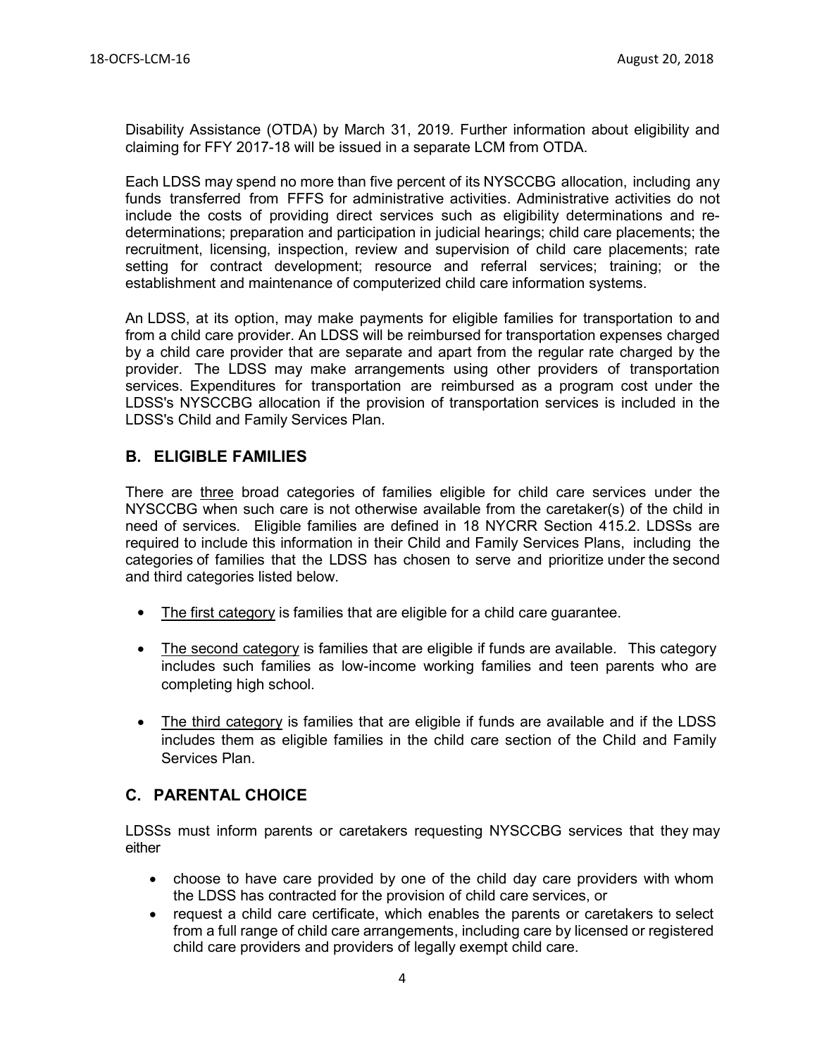Disability Assistance (OTDA) by March 31, 2019. Further information about eligibility and claiming for FFY 2017-18 will be issued in a separate LCM from OTDA.

Each LDSS may spend no more than five percent of its NYSCCBG allocation, including any funds transferred from FFFS for administrative activities. Administrative activities do not include the costs of providing direct services such as eligibility determinations and re-determinations; preparation and participation in judicial hearings; child care placements; the recruitment, licensing, inspection, review and supervision of child care placements; rate setting for contract development; resource and referral services; training; or the establishment and maintenance of computerized child care information systems.

An LDSS, at its option, may make payments for eligible families for transportation to and from a child care provider. An LDSS will be reimbursed for transportation expenses charged by a child care provider that are separate and apart from the regular rate charged by the provider. The LDSS may make arrangements using other providers of transportation services. Expenditures for transportation are reimbursed as a program cost under the LDSS's NYSCCBG allocation if the provision of transportation services is included in the LDSS's Child and Family Services Plan.

## B. ELIGIBLE FAMILIES

There are three broad categories of families eligible for child care services under the NYSCCBG when such care is not otherwise available from the caretaker(s) of the child in need of services. Eligible families are defined in 18 NYCRR Section 415.2. LDSSs are required to include this information in their Child and Family Services Plans, including the categories of families that the LDSS has chosen to serve and prioritize under the second and third categories listed below.

- The first category is families that are eligible for a child care guarantee.
- The second category is families that are eligible if funds are available. This category includes such families as low-income working families and teen parents who are completing high school.
- The third category is families that are eligible if funds are available and if the LDSS includes them as eligible families in the child care section of the Child and Family Services Plan.

## C. PARENTAL CHOICE

LDSSs must inform parents or caretakers requesting NYSCCBG services that they may either

- choose to have care provided by one of the child day care providers with whom the LDSS has contracted for the provision of child care services, or
- request a child care certificate, which enables the parents or caretakers to select from a full range of child care arrangements, including care by licensed or registered child care providers and providers of legally exempt child care.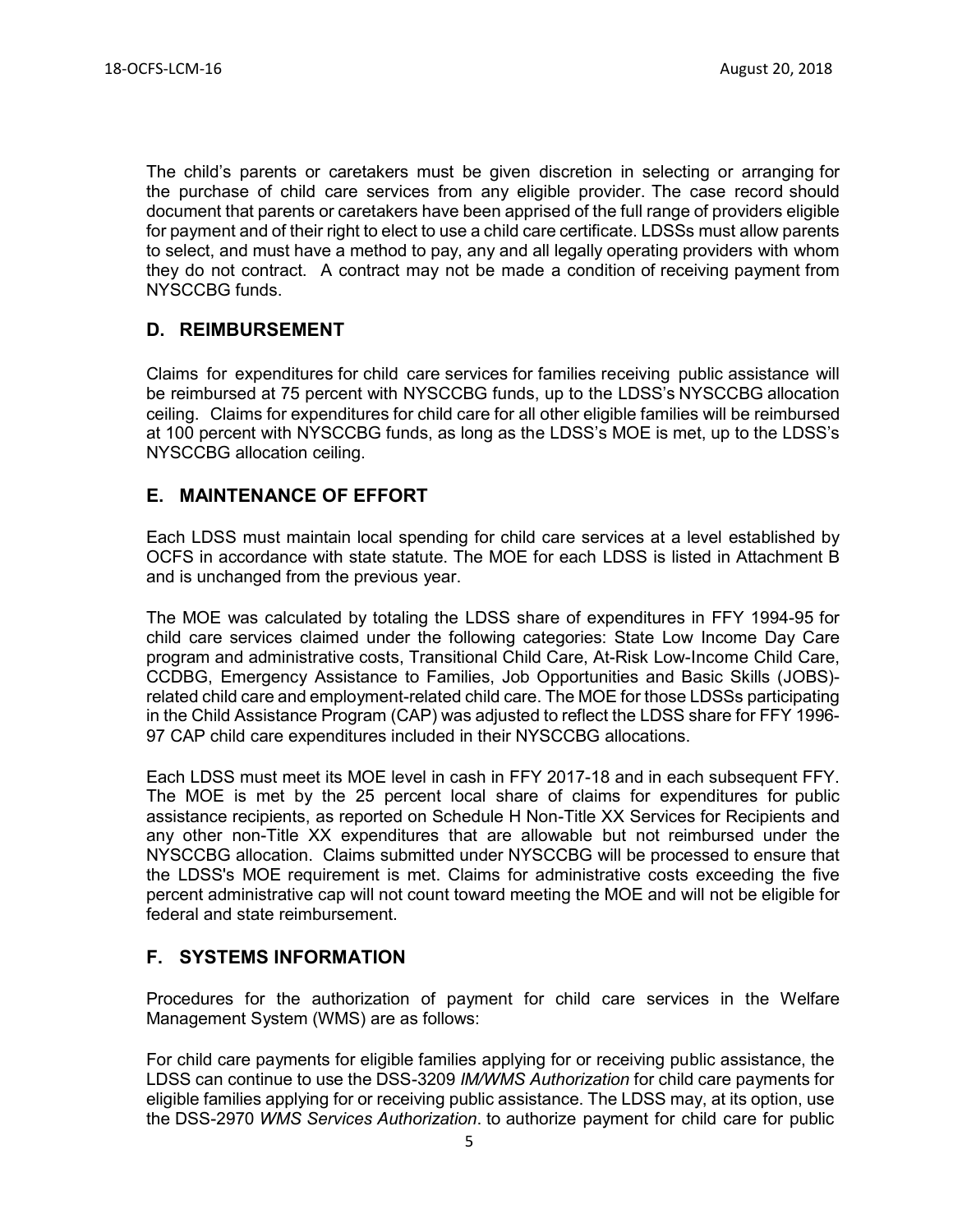The child's parents or caretakers must be given discretion in selecting or arranging for the purchase of child care services from any eligible provider. The case record should document that parents or caretakers have been apprised of the full range of providers eligible for payment and of their right to elect to use a child care certificate. LDSSs must allow parents to select, and must have a method to pay, any and all legally operating providers with whom they do not contract. A contract may not be made a condition of receiving payment from NYSCCBG funds.

## D. REIMBURSEMENT

Claims for expenditures for child care services for families receiving public assistance will be reimbursed at 75 percent with NYSCCBG funds, up to the LDSS's NYSCCBG allocation ceiling. Claims for expenditures for child care for all other eligible families will be reimbursed at 100 percent with NYSCCBG funds, as long as the LDSS's MOE is met, up to the LDSS's NYSCCBG allocation ceiling.

## E. MAINTENANCE OF EFFORT

Each LDSS must maintain local spending for child care services at a level established by OCFS in accordance with state statute. The MOE for each LDSS is listed in Attachment B and is unchanged from the previous year.

The MOE was calculated by totaling the LDSS share of expenditures in FFY 1994-95 for child care services claimed under the following categories: State Low Income Day Care program and administrative costs, Transitional Child Care, At-Risk Low-Income Child Care, CCDBG, Emergency Assistance to Families, Job Opportunities and Basic Skills (JOBS)-related child care and employment-related child care. The MOE for those LDSSs participating in the Child Assistance Program (CAP) was adjusted to reflect the LDSS share for FFY 1996-97 CAP child care expenditures included in their NYSCCBG allocations.

Each LDSS must meet its MOE level in cash in FFY 2017-18 and in each subsequent FFY. The MOE is met by the 25 percent local share of claims for expenditures for public assistance recipients, as reported on Schedule H Non-Title XX Services for Recipients and any other non-Title XX expenditures that are allowable but not reimbursed under the NYSCCBG allocation. Claims submitted under NYSCCBG will be processed to ensure that the LDSS's MOE requirement is met. Claims for administrative costs exceeding the five percent administrative cap will not count toward meeting the MOE and will not be eligible for federal and state reimbursement.

## F. SYSTEMS INFORMATION

Procedures for the authorization of payment for child care services in the Welfare Management System (WMS) are as follows:

For child care payments for eligible families applying for or receiving public assistance, the LDSS can continue to use the DSS-3209 *IM/WMS Authorization* for child care payments for eligible families applying for or receiving public assistance. The LDSS may, at its option, use the DSS-2970 *WMS Services Authorization*. to authorize payment for child care for public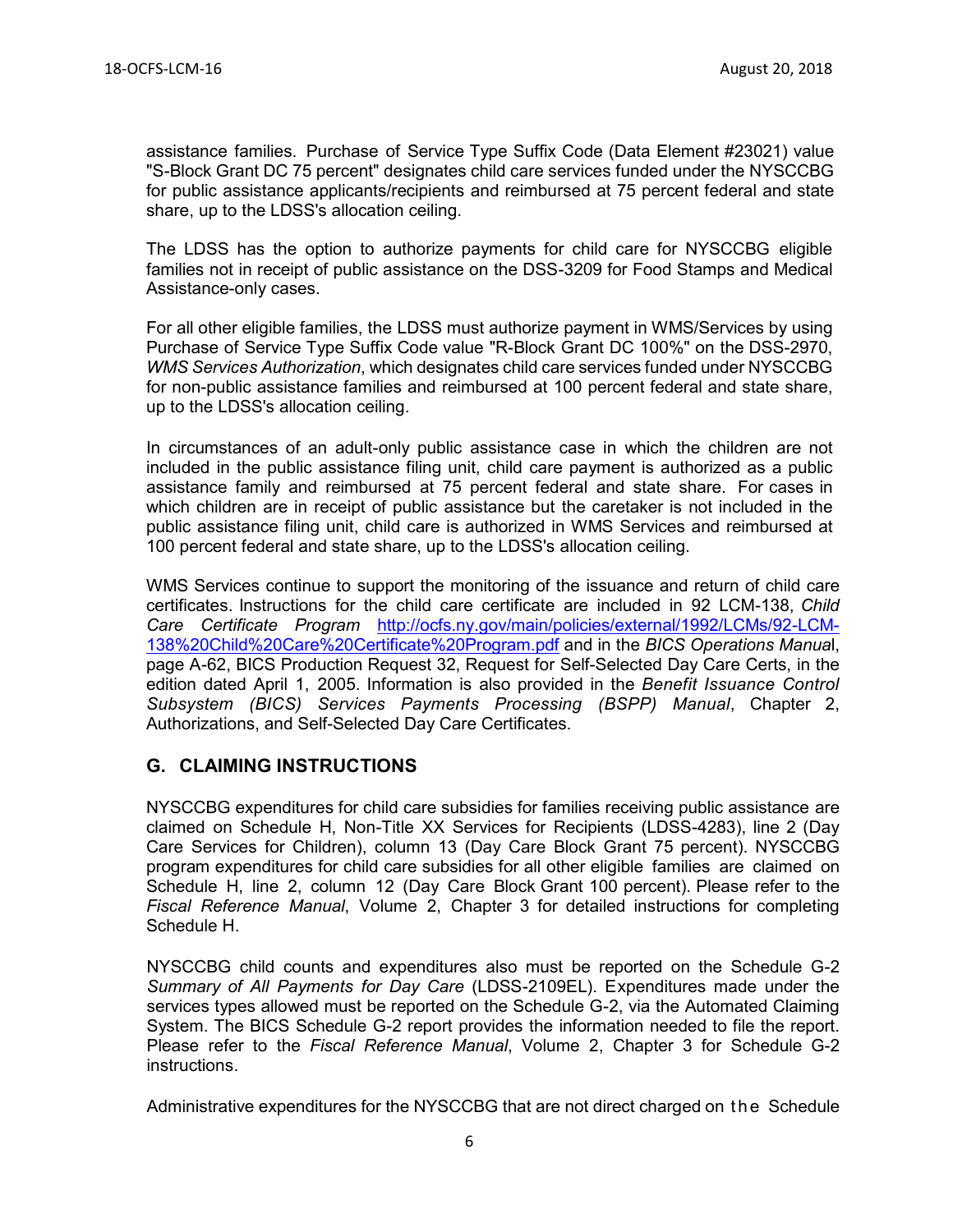assistance families. Purchase of Service Type Suffix Code (Data Element #23021) value "S-Block Grant DC 75 percent" designates child care services funded under the NYSCCBG for public assistance applicants/recipients and reimbursed at 75 percent federal and state share, up to the LDSS's allocation ceiling.

The LDSS has the option to authorize payments for child care for NYSCCBG eligible families not in receipt of public assistance on the DSS-3209 for Food Stamps and Medical Assistance-only cases.

For all other eligible families, the LDSS must authorize payment in WMS/Services by using Purchase of Service Type Suffix Code value "R-Block Grant DC 100%" on the DSS-2970, *WMS Services Authorization*, which designates child care services funded under NYSCCBG for non-public assistance families and reimbursed at 100 percent federal and state share, up to the LDSS's allocation ceiling.

In circumstances of an adult-only public assistance case in which the children are not included in the public assistance filing unit, child care payment is authorized as a public assistance family and reimbursed at 75 percent federal and state share. For cases in which children are in receipt of public assistance but the caretaker is not included in the public assistance filing unit, child care is authorized in WMS Services and reimbursed at 100 percent federal and state share, up to the LDSS's allocation ceiling.

WMS Services continue to support the monitoring of the issuance and return of child care certificates. Instructions for the child care certificate are included in 92 LCM-138, *Child Care Certificate Program* [http://ocfs.ny.gov/main/policies/external/1992/LCMs/92-LCM-138%20Child%20Care%20Certificate%20Program.pdf](http://ocfs.ny.gov/main/policies/external/1992/LCMs/92-LCM-138%20Child%20Care%20Certificate%20Program.pdf) and in the *BICS Operations Manual*, page A-62, BICS Production Request 32, Request for Self-Selected Day Care Certs, in the edition dated April 1, 2005. Information is also provided in the *Benefit Issuance Control Subsystem (BICS) Services Payments Processing (BSPP) Manual*, Chapter 2, Authorizations, and Self-Selected Day Care Certificates.

## G. CLAIMING INSTRUCTIONS

NYSCCBG expenditures for child care subsidies for families receiving public assistance are claimed on Schedule H, Non-Title XX Services for Recipients (LDSS-4283), line 2 (Day Care Services for Children), column 13 (Day Care Block Grant 75 percent). NYSCCBG program expenditures for child care subsidies for all other eligible families are claimed on Schedule H, line 2, column 12 (Day Care Block Grant 100 percent). Please refer to the *Fiscal Reference Manual*, Volume 2, Chapter 3 for detailed instructions for completing Schedule H.

NYSCCBG child counts and expenditures also must be reported on the Schedule G-2 *Summary of All Payments for Day Care* (LDSS-2109EL). Expenditures made under the services types allowed must be reported on the Schedule G-2, via the Automated Claiming System. The BICS Schedule G-2 report provides the information needed to file the report. Please refer to the *Fiscal Reference Manual*, Volume 2, Chapter 3 for Schedule G-2 instructions.

Administrative expenditures for the NYSCCBG that are not direct charged on the Schedule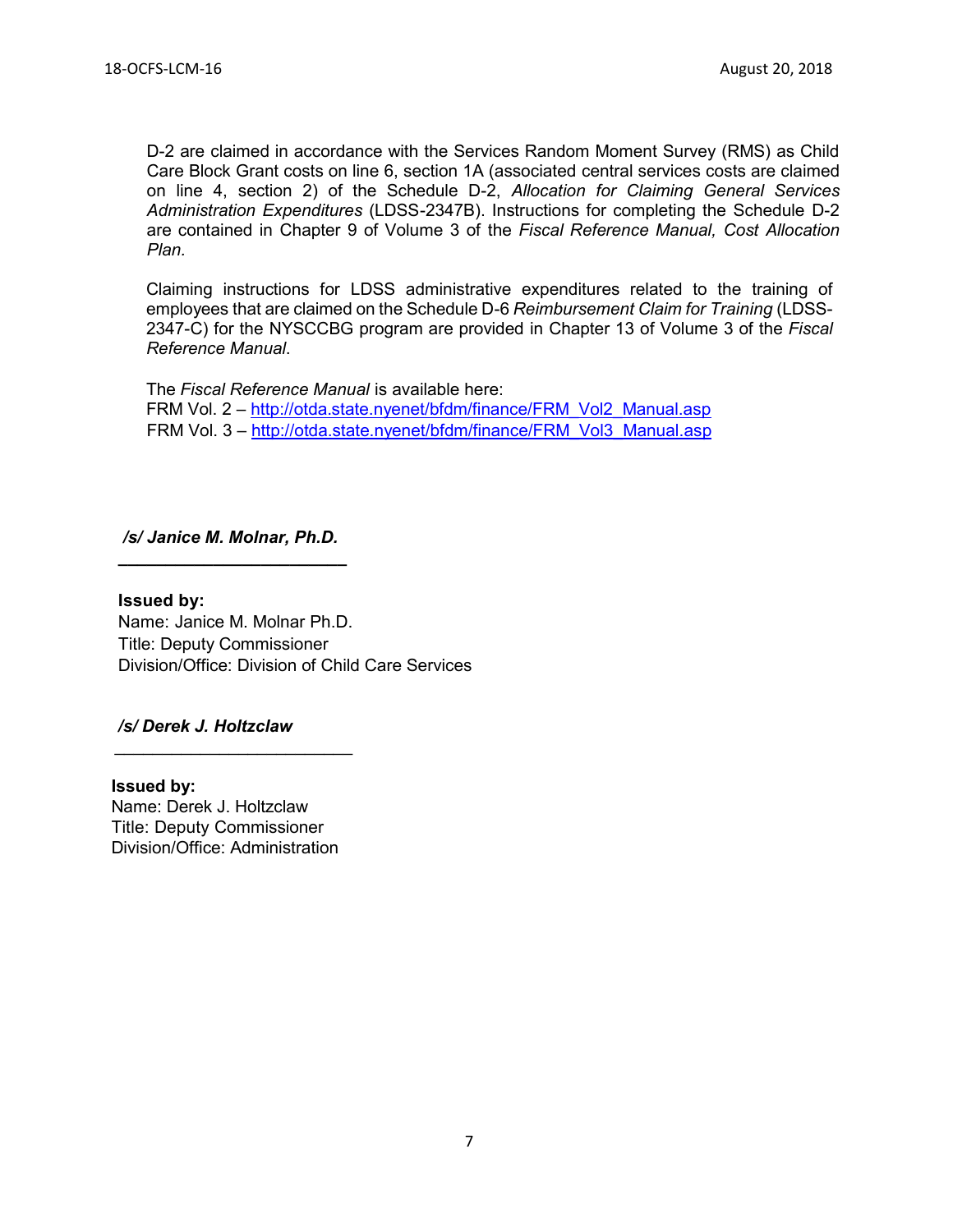D-2 are claimed in accordance with the Services Random Moment Survey (RMS) as Child Care Block Grant costs on line 6, section 1A (associated central services costs are claimed on line 4, section 2) of the Schedule D-2, *Allocation for Claiming General Services Administration Expenditures* (LDSS-2347B). Instructions for completing the Schedule D-2 are contained in Chapter 9 of Volume 3 of the *Fiscal Reference Manual, Cost Allocation Plan.*

Claiming instructions for LDSS administrative expenditures related to the training of employees that are claimed on the Schedule D-6 *Reimbursement Claim for Training* (LDSS-2347-C) for the NYSCCBG program are provided in Chapter 13 of Volume 3 of the *Fiscal Reference Manual*.

The *Fiscal Reference Manual* is available here:
FRM Vol. 2 – [http://otda.state.nyenet/bfdm/finance/FRM_Vol2_Manual.asp](http://otda.state.nyenet/bfdm/finance/FRM_Vol2_Manual.asp)
FRM Vol. 3 – [http://otda.state.nyenet/bfdm/finance/FRM_Vol3_Manual.asp](http://otda.state.nyenet/bfdm/finance/FRM_Vol3_Manual.asp)

***/s/ Janice M. Molnar, Ph.D.***

**Issued by:**
Name: Janice M. Molnar Ph.D.
Title: Deputy Commissioner
Division/Office: Division of Child Care Services

***/s/ Derek J. Holtzclaw***

**Issued by:**
Name: Derek J. Holtzclaw
Title: Deputy Commissioner
Division/Office: Administration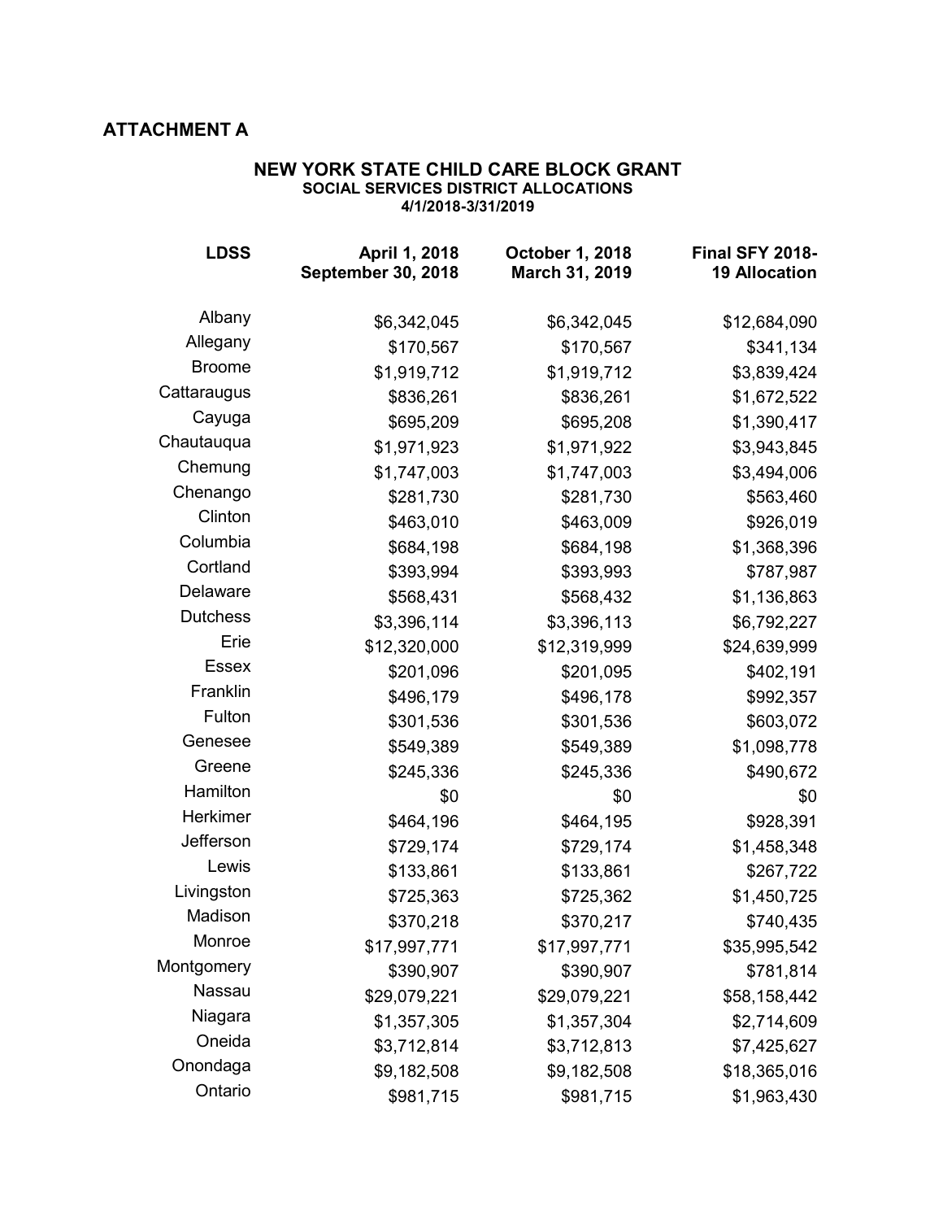## ATTACHMENT A

### NEW YORK STATE CHILD CARE BLOCK GRANT

**SOCIAL SERVICES DISTRICT ALLOCATIONS**

**4/1/2018-3/31/2019**

| LDSS | April 1, 2018 September 30, 2018 | October 1, 2018 March 31, 2019 | Final SFY 2018-19 Allocation |
|---|---|---|---|
| Albany | $6,342,045 | $6,342,045 | $12,684,090 |
| Allegany | $170,567 | $170,567 | $341,134 |
| Broome | $1,919,712 | $1,919,712 | $3,839,424 |
| Cattaraugus | $836,261 | $836,261 | $1,672,522 |
| Cayuga | $695,209 | $695,208 | $1,390,417 |
| Chautauqua | $1,971,923 | $1,971,922 | $3,943,845 |
| Chemung | $1,747,003 | $1,747,003 | $3,494,006 |
| Chenango | $281,730 | $281,730 | $563,460 |
| Clinton | $463,010 | $463,009 | $926,019 |
| Columbia | $684,198 | $684,198 | $1,368,396 |
| Cortland | $393,994 | $393,993 | $787,987 |
| Delaware | $568,431 | $568,432 | $1,136,863 |
| Dutchess | $3,396,114 | $3,396,113 | $6,792,227 |
| Erie | $12,320,000 | $12,319,999 | $24,639,999 |
| Essex | $201,096 | $201,095 | $402,191 |
| Franklin | $496,179 | $496,178 | $992,357 |
| Fulton | $301,536 | $301,536 | $603,072 |
| Genesee | $549,389 | $549,389 | $1,098,778 |
| Greene | $245,336 | $245,336 | $490,672 |
| Hamilton | $0 | $0 | $0 |
| Herkimer | $464,196 | $464,195 | $928,391 |
| Jefferson | $729,174 | $729,174 | $1,458,348 |
| Lewis | $133,861 | $133,861 | $267,722 |
| Livingston | $725,363 | $725,362 | $1,450,725 |
| Madison | $370,218 | $370,217 | $740,435 |
| Monroe | $17,997,771 | $17,997,771 | $35,995,542 |
| Montgomery | $390,907 | $390,907 | $781,814 |
| Nassau | $29,079,221 | $29,079,221 | $58,158,442 |
| Niagara | $1,357,305 | $1,357,304 | $2,714,609 |
| Oneida | $3,712,814 | $3,712,813 | $7,425,627 |
| Onondaga | $9,182,508 | $9,182,508 | $18,365,016 |
| Ontario | $981,715 | $981,715 | $1,963,430 |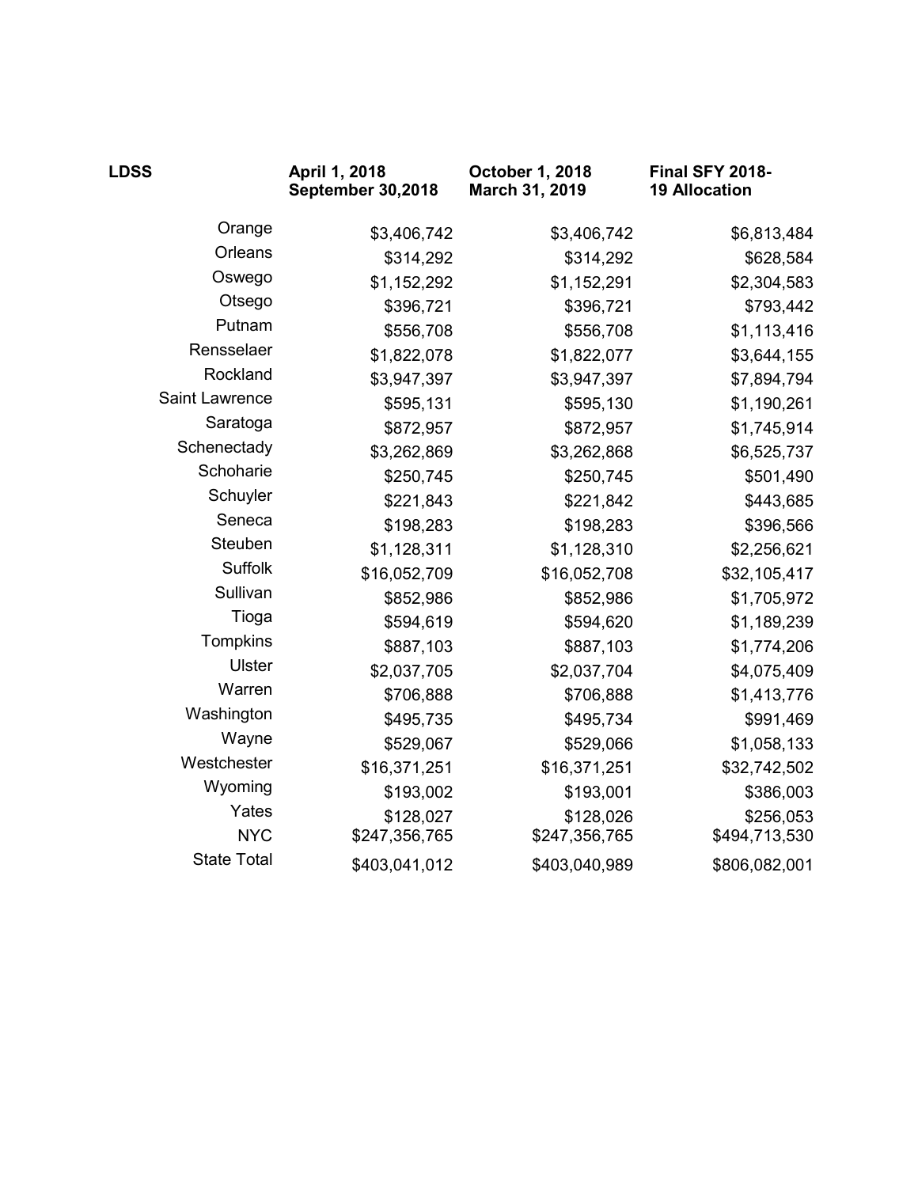| LDSS | April 1, 2018 September 30,2018 | October 1, 2018 March 31, 2019 | Final SFY 2018-19 Allocation |
|---|---|---|---|
| Orange | $3,406,742 | $3,406,742 | $6,813,484 |
| Orleans | $314,292 | $314,292 | $628,584 |
| Oswego | $1,152,292 | $1,152,291 | $2,304,583 |
| Otsego | $396,721 | $396,721 | $793,442 |
| Putnam | $556,708 | $556,708 | $1,113,416 |
| Rensselaer | $1,822,078 | $1,822,077 | $3,644,155 |
| Rockland | $3,947,397 | $3,947,397 | $7,894,794 |
| Saint Lawrence | $595,131 | $595,130 | $1,190,261 |
| Saratoga | $872,957 | $872,957 | $1,745,914 |
| Schenectady | $3,262,869 | $3,262,868 | $6,525,737 |
| Schoharie | $250,745 | $250,745 | $501,490 |
| Schuyler | $221,843 | $221,842 | $443,685 |
| Seneca | $198,283 | $198,283 | $396,566 |
| Steuben | $1,128,311 | $1,128,310 | $2,256,621 |
| Suffolk | $16,052,709 | $16,052,708 | $32,105,417 |
| Sullivan | $852,986 | $852,986 | $1,705,972 |
| Tioga | $594,619 | $594,620 | $1,189,239 |
| Tompkins | $887,103 | $887,103 | $1,774,206 |
| Ulster | $2,037,705 | $2,037,704 | $4,075,409 |
| Warren | $706,888 | $706,888 | $1,413,776 |
| Washington | $495,735 | $495,734 | $991,469 |
| Wayne | $529,067 | $529,066 | $1,058,133 |
| Westchester | $16,371,251 | $16,371,251 | $32,742,502 |
| Wyoming | $193,002 | $193,001 | $386,003 |
| Yates | $128,027 | $128,026 | $256,053 |
| NYC | $247,356,765 | $247,356,765 | $494,713,530 |
| State Total | $403,041,012 | $403,040,989 | $806,082,001 |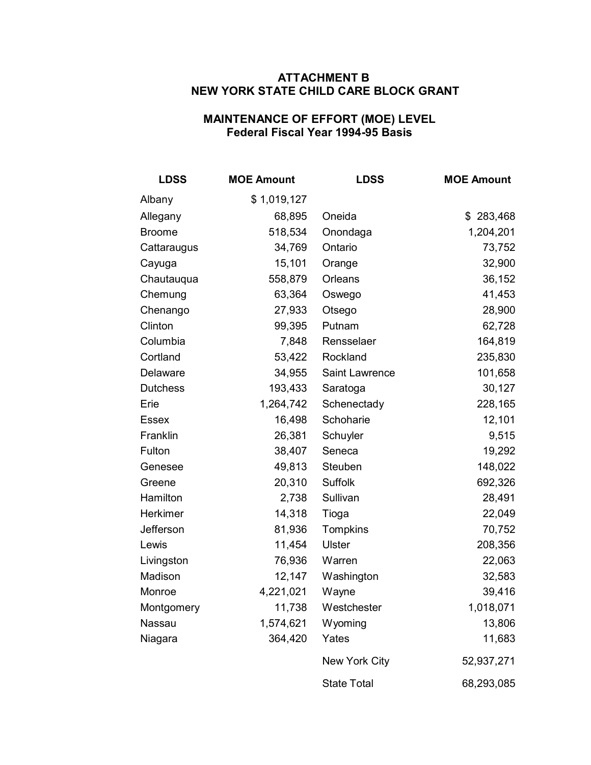# ATTACHMENT B
# NEW YORK STATE CHILD CARE BLOCK GRANT

## MAINTENANCE OF EFFORT (MOE) LEVEL
### Federal Fiscal Year 1994-95 Basis

| LDSS | MOE Amount | LDSS | MOE Amount |
|---|---|---|---|
| Albany | $ 1,019,127 | | |
| Allegany | 68,895 | Oneida | $ 283,468 |
| Broome | 518,534 | Onondaga | 1,204,201 |
| Cattaraugus | 34,769 | Ontario | 73,752 |
| Cayuga | 15,101 | Orange | 32,900 |
| Chautauqua | 558,879 | Orleans | 36,152 |
| Chemung | 63,364 | Oswego | 41,453 |
| Chenango | 27,933 | Otsego | 28,900 |
| Clinton | 99,395 | Putnam | 62,728 |
| Columbia | 7,848 | Rensselaer | 164,819 |
| Cortland | 53,422 | Rockland | 235,830 |
| Delaware | 34,955 | Saint Lawrence | 101,658 |
| Dutchess | 193,433 | Saratoga | 30,127 |
| Erie | 1,264,742 | Schenectady | 228,165 |
| Essex | 16,498 | Schoharie | 12,101 |
| Franklin | 26,381 | Schuyler | 9,515 |
| Fulton | 38,407 | Seneca | 19,292 |
| Genesee | 49,813 | Steuben | 148,022 |
| Greene | 20,310 | Suffolk | 692,326 |
| Hamilton | 2,738 | Sullivan | 28,491 |
| Herkimer | 14,318 | Tioga | 22,049 |
| Jefferson | 81,936 | Tompkins | 70,752 |
| Lewis | 11,454 | Ulster | 208,356 |
| Livingston | 76,936 | Warren | 22,063 |
| Madison | 12,147 | Washington | 32,583 |
| Monroe | 4,221,021 | Wayne | 39,416 |
| Montgomery | 11,738 | Westchester | 1,018,071 |
| Nassau | 1,574,621 | Wyoming | 13,806 |
| Niagara | 364,420 | Yates | 11,683 |
| | | New York City | 52,937,271 |
| | | State Total | 68,293,085 |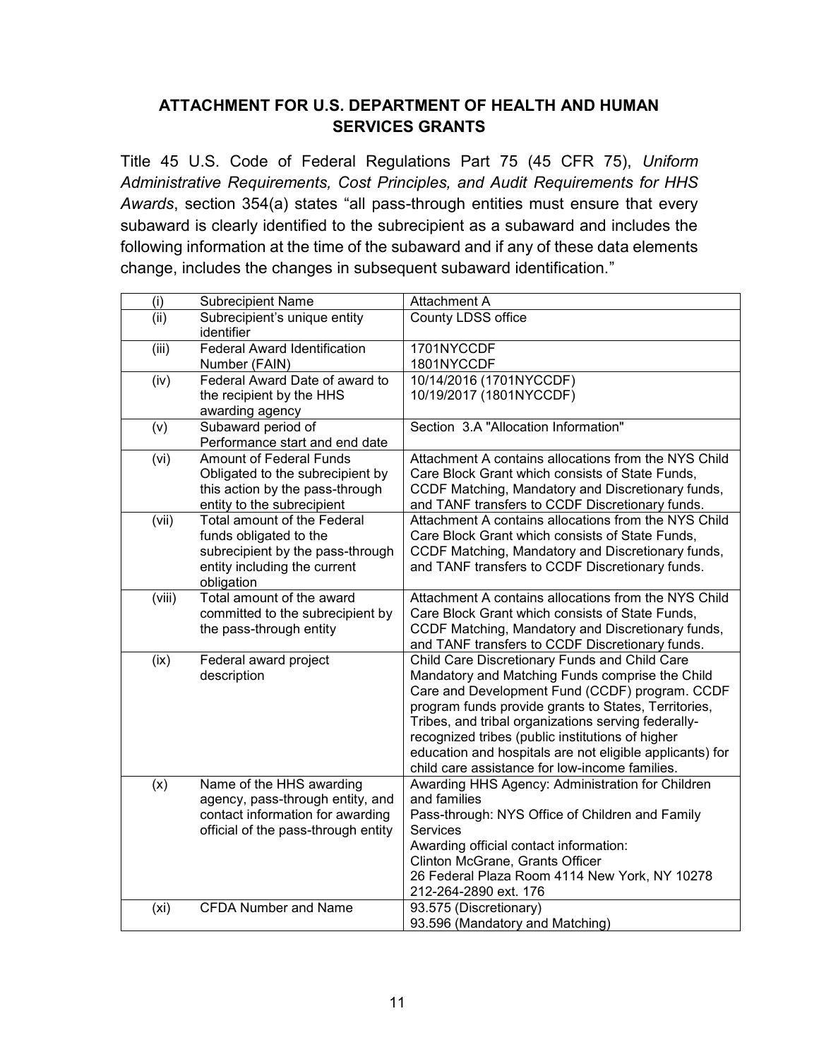## ATTACHMENT FOR U.S. DEPARTMENT OF HEALTH AND HUMAN SERVICES GRANTS

Title 45 U.S. Code of Federal Regulations Part 75 (45 CFR 75), *Uniform Administrative Requirements, Cost Principles, and Audit Requirements for HHS Awards*, section 354(a) states "all pass-through entities must ensure that every subaward is clearly identified to the subrecipient as a subaward and includes the following information at the time of the subaward and if any of these data elements change, includes the changes in subsequent subaward identification."

| | | |
|---|---|---|
| (i) | Subrecipient Name | Attachment A |
| (ii) | Subrecipient's unique entity identifier | County LDSS office |
| (iii) | Federal Award Identification Number (FAIN) | 1701NYCCDF<br>1801NYCCDF |
| (iv) | Federal Award Date of award to the recipient by the HHS awarding agency | 10/14/2016 (1701NYCCDF)<br>10/19/2017 (1801NYCCDF) |
| (v) | Subaward period of Performance start and end date | Section 3.A "Allocation Information" |
| (vi) | Amount of Federal Funds Obligated to the subrecipient by this action by the pass-through entity to the subrecipient | Attachment A contains allocations from the NYS Child Care Block Grant which consists of State Funds, CCDF Matching, Mandatory and Discretionary funds, and TANF transfers to CCDF Discretionary funds. |
| (vii) | Total amount of the Federal funds obligated to the subrecipient by the pass-through entity including the current obligation | Attachment A contains allocations from the NYS Child Care Block Grant which consists of State Funds, CCDF Matching, Mandatory and Discretionary funds, and TANF transfers to CCDF Discretionary funds. |
| (viii) | Total amount of the award committed to the subrecipient by the pass-through entity | Attachment A contains allocations from the NYS Child Care Block Grant which consists of State Funds, CCDF Matching, Mandatory and Discretionary funds, and TANF transfers to CCDF Discretionary funds. |
| (ix) | Federal award project description | Child Care Discretionary Funds and Child Care Mandatory and Matching Funds comprise the Child Care and Development Fund (CCDF) program. CCDF program funds provide grants to States, Territories, Tribes, and tribal organizations serving federally-recognized tribes (public institutions of higher education and hospitals are not eligible applicants) for child care assistance for low-income families. |
| (x) | Name of the HHS awarding agency, pass-through entity, and contact information for awarding official of the pass-through entity | Awarding HHS Agency: Administration for Children and families<br>Pass-through: NYS Office of Children and Family Services<br>Awarding official contact information:<br>Clinton McGrane, Grants Officer<br>26 Federal Plaza Room 4114 New York, NY 10278<br>212-264-2890 ext. 176 |
| (xi) | CFDA Number and Name | 93.575 (Discretionary)<br>93.596 (Mandatory and Matching) |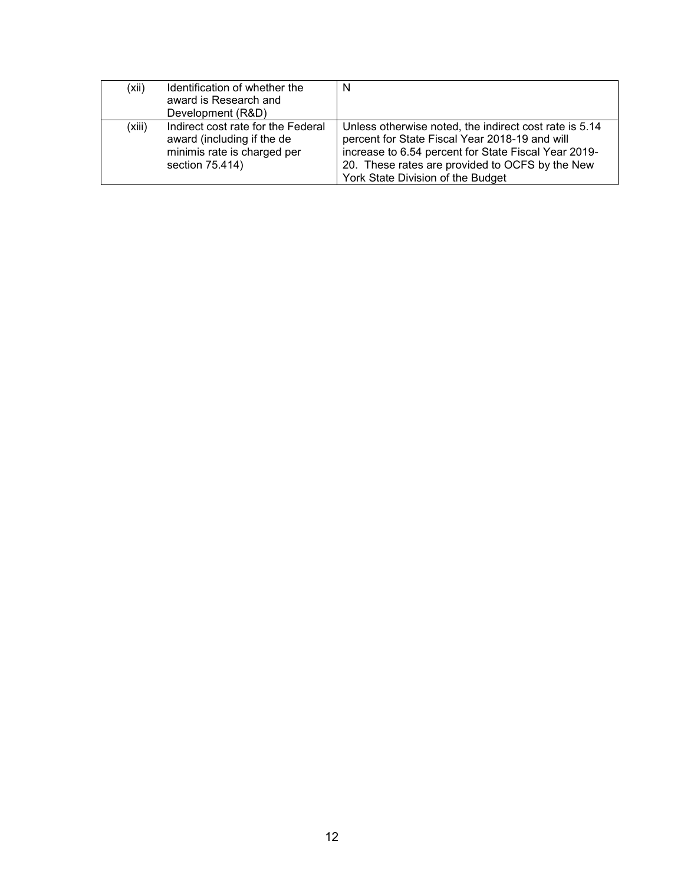| | | |
|---|---|---|
| (xii) | Identification of whether the award is Research and Development (R&D) | N |
| (xiii) | Indirect cost rate for the Federal award (including if the de minimis rate is charged per section 75.414) | Unless otherwise noted, the indirect cost rate is 5.14 percent for State Fiscal Year 2018-19 and will increase to 6.54 percent for State Fiscal Year 2019-20. These rates are provided to OCFS by the New York State Division of the Budget |